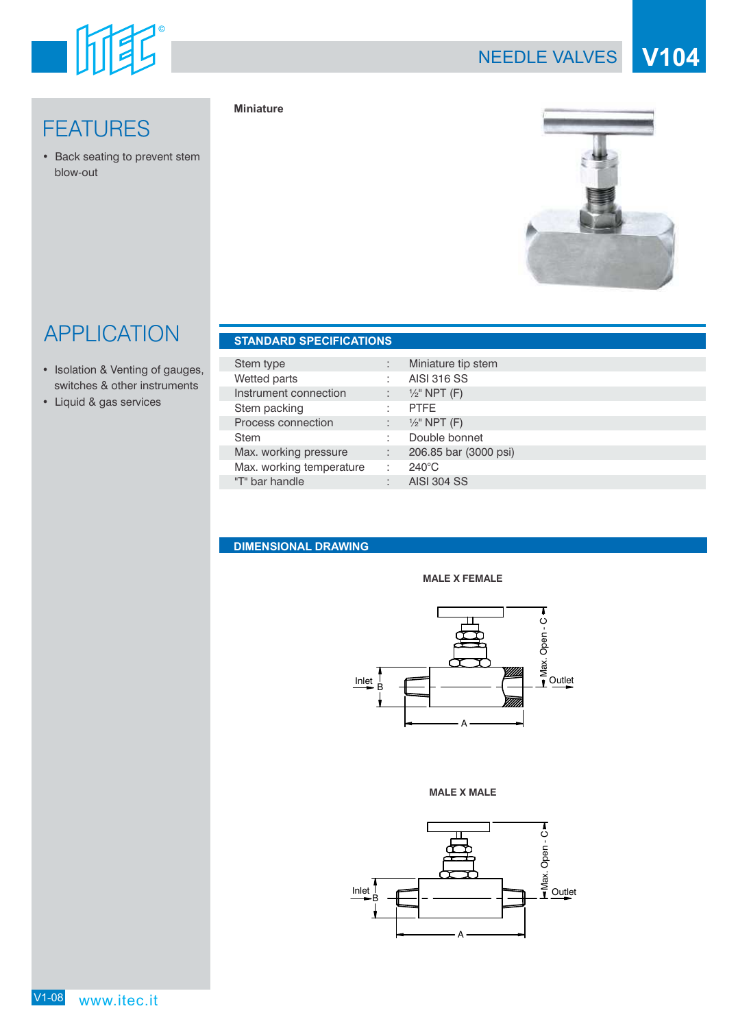# NEEDLE VALVES V104

## FEATURES

- Back seating to prevent stem blow-out

## APPLICATION

- Isolation & Venting of gauges, switches & other instruments
- Liquid & gas services

**Miniature**

## STANDARD SPECIFICATIONS

| | | |
|---|---|---|
| Stem type | : | Miniature tip stem |
| Wetted parts | : | AISI 316 SS |
| Instrument connection | : | ½" NPT (F) |
| Stem packing | : | PTFE |
| Process connection | : | ½" NPT (F) |
| Stem | : | Double bonnet |
| Max. working pressure | : | 206.85 bar (3000 psi) |
| Max. working temperature | : | 240°C |
| "T" bar handle | : | AISI 304 SS |

## DIMENSIONAL DRAWING

**MALE X FEMALE**

Inlet, B, A, Max. Open - C, Outlet

**MALE X MALE**

Inlet, B, A, Max. Open - C, Outlet

V1-08 www.itec.it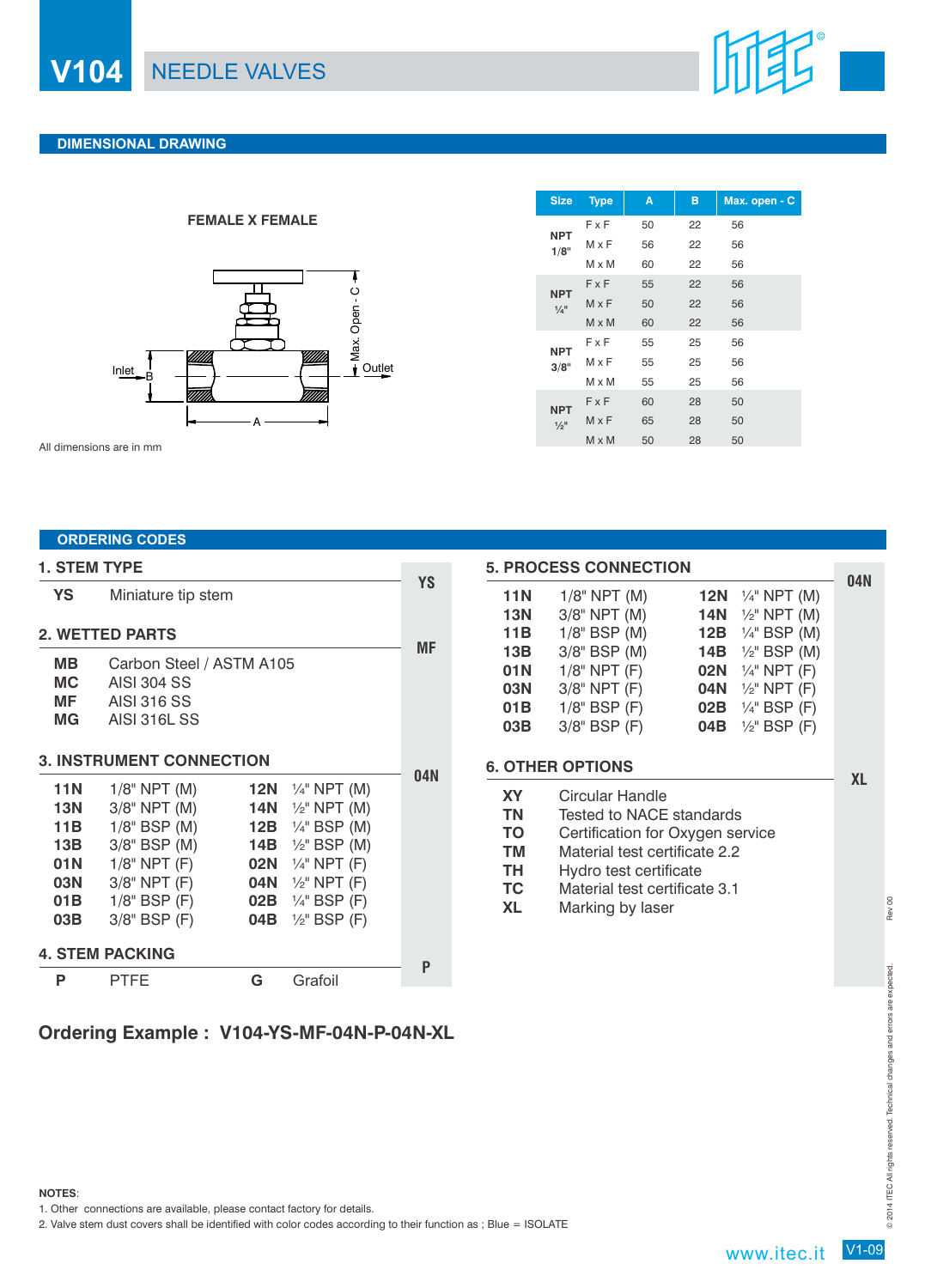# V104 NEEDLE VALVES

## DIMENSIONAL DRAWING

FEMALE X FEMALE

Inlet
B
Max. Open - C
Outlet
A

All dimensions are in mm

| Size | Type | A | B | Max. open - C |
|---|---|---|---|---|
| NPT 1/8" | F x F | 50 | 22 | 56 |
| | M x F | 56 | 22 | 56 |
| | M x M | 60 | 22 | 56 |
| NPT ¼" | F x F | 55 | 22 | 56 |
| | M x F | 50 | 22 | 56 |
| | M x M | 60 | 22 | 56 |
| NPT 3/8" | F x F | 55 | 25 | 56 |
| | M x F | 55 | 25 | 56 |
| | M x M | 55 | 25 | 56 |
| NPT ½" | F x F | 60 | 28 | 50 |
| | M x F | 65 | 28 | 50 |
| | M x M | 50 | 28 | 50 |

## ORDERING CODES

### 1. STEM TYPE — YS

| | |
|---|---|
| YS | Miniature tip stem |

### 2. WETTED PARTS — MF

| | |
|---|---|
| MB | Carbon Steel / ASTM A105 |
| MC | AISI 304 SS |
| MF | AISI 316 SS |
| MG | AISI 316L SS |

### 3. INSTRUMENT CONNECTION — 04N

| | | | |
|---|---|---|---|
| 11N | 1/8" NPT (M) | 12N | ¼" NPT (M) |
| 13N | 3/8" NPT (M) | 14N | ½" NPT (M) |
| 11B | 1/8" BSP (M) | 12B | ¼" BSP (M) |
| 13B | 3/8" BSP (M) | 14B | ½" BSP (M) |
| 01N | 1/8" NPT (F) | 02N | ¼" NPT (F) |
| 03N | 3/8" NPT (F) | 04N | ½" NPT (F) |
| 01B | 1/8" BSP (F) | 02B | ¼" BSP (F) |
| 03B | 3/8" BSP (F) | 04B | ½" BSP (F) |

### 4. STEM PACKING — P

| | | | |
|---|---|---|---|
| P | PTFE | G | Grafoil |

### 5. PROCESS CONNECTION — 04N

| | | | |
|---|---|---|---|
| 11N | 1/8" NPT (M) | 12N | ¼" NPT (M) |
| 13N | 3/8" NPT (M) | 14N | ½" NPT (M) |
| 11B | 1/8" BSP (M) | 12B | ¼" BSP (M) |
| 13B | 3/8" BSP (M) | 14B | ½" BSP (M) |
| 01N | 1/8" NPT (F) | 02N | ¼" NPT (F) |
| 03N | 3/8" NPT (F) | 04N | ½" NPT (F) |
| 01B | 1/8" BSP (F) | 02B | ¼" BSP (F) |
| 03B | 3/8" BSP (F) | 04B | ½" BSP (F) |

### 6. OTHER OPTIONS — XL

| | |
|---|---|
| XY | Circular Handle |
| TN | Tested to NACE standards |
| TO | Certification for Oxygen service |
| TM | Material test certificate 2.2 |
| TH | Hydro test certificate |
| TC | Material test certificate 3.1 |
| XL | Marking by laser |

**Ordering Example : V104-YS-MF-04N-P-04N-XL**

**NOTES**:
1. Other connections are available, please contact factory for details.
2. Valve stem dust covers shall be identified with color codes according to their function as ; Blue = ISOLATE

Rev 00

© 2014 ITEC All rights reserved. Technical changes and errors are expected.

www.itec.it